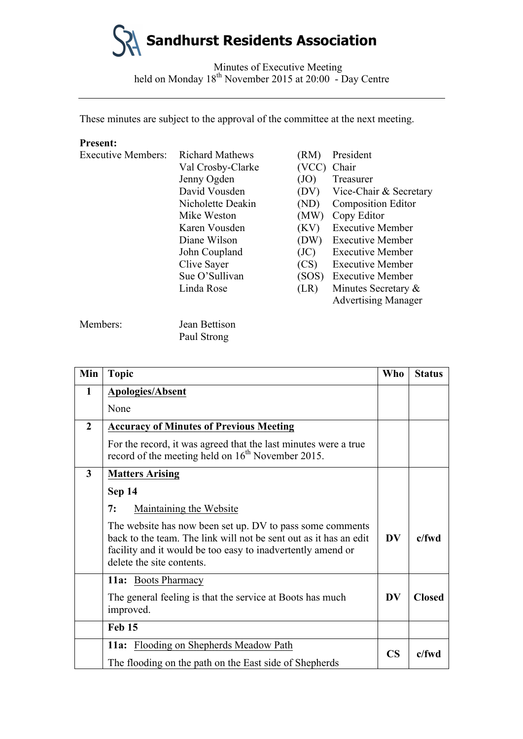# Sandhurst Residents Association

Minutes of Executive Meeting
held on Monday 18th November 2015 at 20:00 - Day Centre

---

These minutes are subject to the approval of the committee at the next meeting.

**Present:**

| | | | |
|---|---|---|---|
| Executive Members: | Richard Mathews | (RM) | President |
| | Val Crosby-Clarke | (VCC) | Chair |
| | Jenny Ogden | (JO) | Treasurer |
| | David Vousden | (DV) | Vice-Chair & Secretary |
| | Nicholette Deakin | (ND) | Composition Editor |
| | Mike Weston | (MW) | Copy Editor |
| | Karen Vousden | (KV) | Executive Member |
| | Diane Wilson | (DW) | Executive Member |
| | John Coupland | (JC) | Executive Member |
| | Clive Sayer | (CS) | Executive Member |
| | Sue O'Sullivan | (SOS) | Executive Member |
| | Linda Rose | (LR) | Minutes Secretary & Advertising Manager |
| Members: | Jean Bettison | | |
| | Paul Strong | | |

| Min | Topic | Who | Status |
|---|---|---|---|
| **1** | **Apologies/Absent**<br><br>None | | |
| **2** | **Accuracy of Minutes of Previous Meeting**<br><br>For the record, it was agreed that the last minutes were a true record of the meeting held on 16th November 2015. | | |
| **3** | **Matters Arising**<br><br>**Sep 14**<br><br>**7:** Maintaining the Website<br><br>The website has now been set up. DV to pass some comments back to the team. The link will not be sent out as it has an edit facility and it would be too easy to inadvertently amend or delete the site contents. | **DV** | **c/fwd** |
| | **11a:** Boots Pharmacy<br><br>The general feeling is that the service at Boots has much improved. | **DV** | **Closed** |
| | **Feb 15** | | |
| | **11a:** Flooding on Shepherds Meadow Path<br><br>The flooding on the path on the East side of Shepherds | **CS** | **c/fwd** |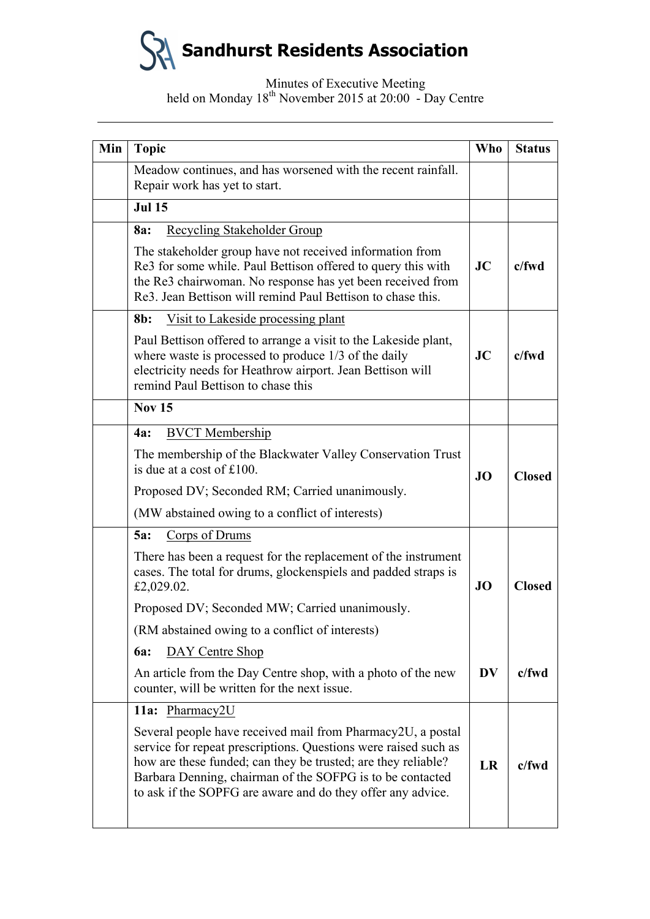# Sandhurst Residents Association

Minutes of Executive Meeting
held on Monday 18th November 2015 at 20:00 - Day Centre

| Min | Topic | Who | Status |
|---|---|---|---|
| | Meadow continues, and has worsened with the recent rainfall. Repair work has yet to start. | | |
| | **Jul 15** | | |
| | **8a:** Recycling Stakeholder Group<br><br>The stakeholder group have not received information from Re3 for some while. Paul Bettison offered to query this with the Re3 chairwoman. No response has yet been received from Re3. Jean Bettison will remind Paul Bettison to chase this. | **JC** | **c/fwd** |
| | **8b:** Visit to Lakeside processing plant<br><br>Paul Bettison offered to arrange a visit to the Lakeside plant, where waste is processed to produce 1/3 of the daily electricity needs for Heathrow airport. Jean Bettison will remind Paul Bettison to chase this | **JC** | **c/fwd** |
| | **Nov 15** | | |
| | **4a:** BVCT Membership<br><br>The membership of the Blackwater Valley Conservation Trust is due at a cost of £100.<br><br>Proposed DV; Seconded RM; Carried unanimously.<br><br>(MW abstained owing to a conflict of interests) | **JO** | **Closed** |
| | **5a:** Corps of Drums<br><br>There has been a request for the replacement of the instrument cases. The total for drums, glockenspiels and padded straps is £2,029.02.<br><br>Proposed DV; Seconded MW; Carried unanimously.<br><br>(RM abstained owing to a conflict of interests) | **JO** | **Closed** |
| | **6a:** DAY Centre Shop<br><br>An article from the Day Centre shop, with a photo of the new counter, will be written for the next issue. | **DV** | **c/fwd** |
| | **11a:** Pharmacy2U<br><br>Several people have received mail from Pharmacy2U, a postal service for repeat prescriptions. Questions were raised such as how are these funded; can they be trusted; are they reliable? Barbara Denning, chairman of the SOFPG is to be contacted to ask if the SOPFG are aware and do they offer any advice. | **LR** | **c/fwd** |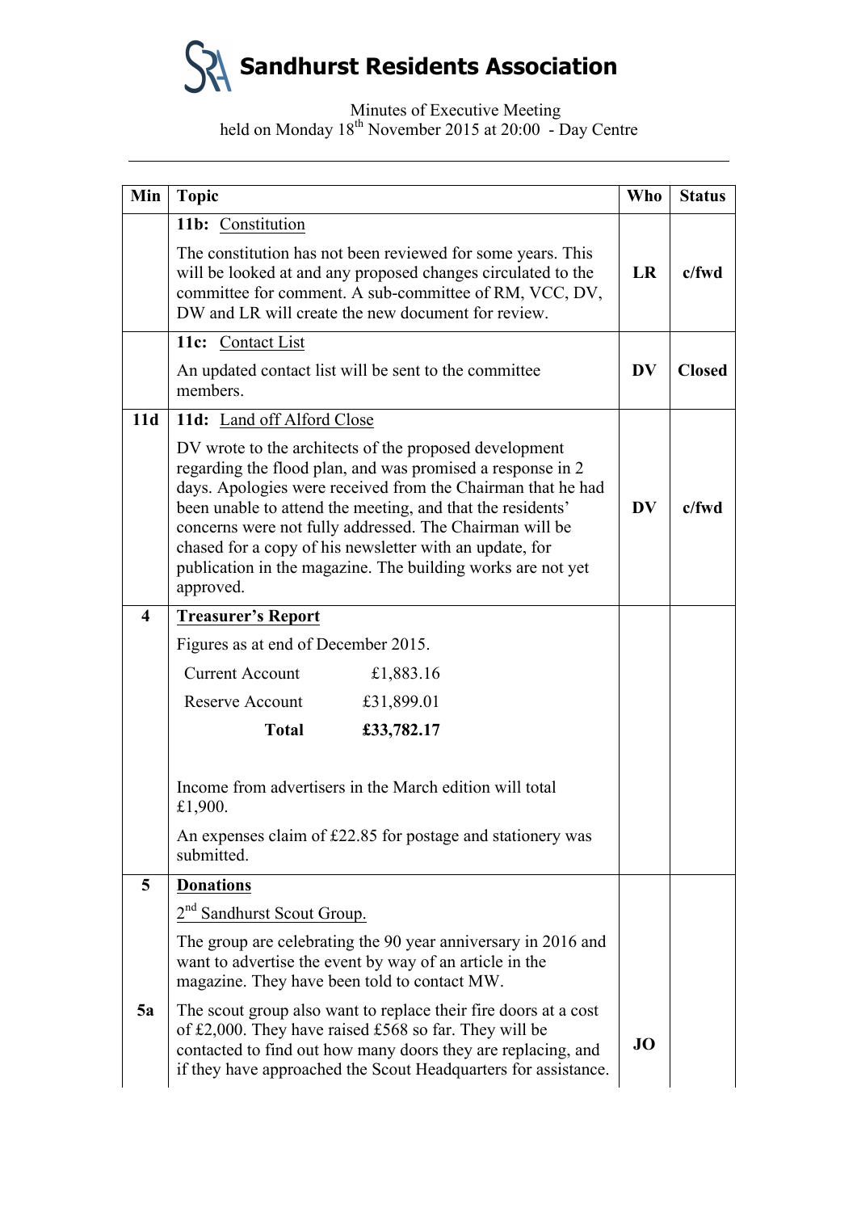# Sandhurst Residents Association

Minutes of Executive Meeting
held on Monday 18th November 2015 at 20:00 - Day Centre

| Min | Topic | Who | Status |
|---|---|---|---|
| | **11b:** Constitution<br><br>The constitution has not been reviewed for some years. This will be looked at and any proposed changes circulated to the committee for comment. A sub-committee of RM, VCC, DV, DW and LR will create the new document for review. | **LR** | **c/fwd** |
| | **11c:** Contact List<br><br>An updated contact list will be sent to the committee members. | **DV** | **Closed** |
| **11d** | **11d:** Land off Alford Close<br><br>DV wrote to the architects of the proposed development regarding the flood plan, and was promised a response in 2 days. Apologies were received from the Chairman that he had been unable to attend the meeting, and that the residents' concerns were not fully addressed. The Chairman will be chased for a copy of his newsletter with an update, for publication in the magazine. The building works are not yet approved. | **DV** | **c/fwd** |
| **4** | **Treasurer's Report**<br><br>Figures as at end of December 2015.<br><br>Current Account £1,883.16<br>Reserve Account £31,899.01<br>**Total £33,782.17**<br><br>Income from advertisers in the March edition will total £1,900.<br><br>An expenses claim of £22.85 for postage and stationery was submitted. | | |
| **5** | **Donations**<br><br>2nd Sandhurst Scout Group.<br><br>The group are celebrating the 90 year anniversary in 2016 and want to advertise the event by way of an article in the magazine. They have been told to contact MW. | | |
| **5a** | The scout group also want to replace their fire doors at a cost of £2,000. They have raised £568 so far. They will be contacted to find out how many doors they are replacing, and if they have approached the Scout Headquarters for assistance. | **JO** | |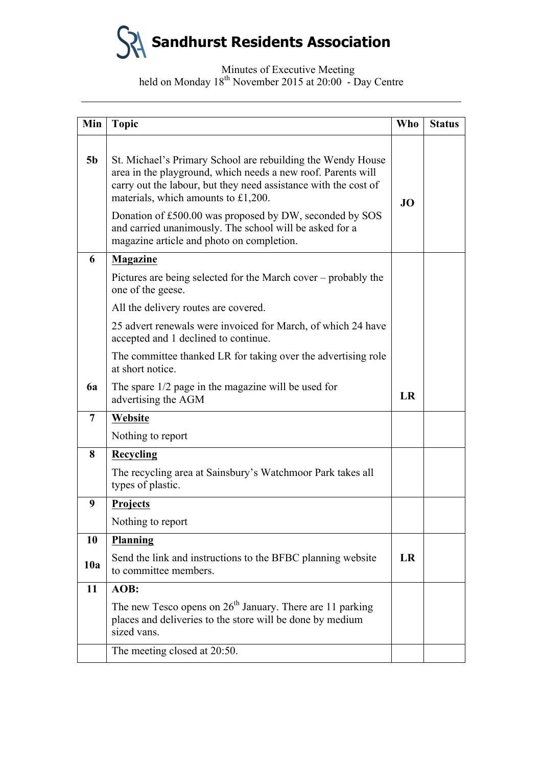# Sandhurst Residents Association

Minutes of Executive Meeting
held on Monday 18th November 2015 at 20:00 - Day Centre

| Min | Topic | Who | Status |
|---|---|---|---|
| 5b | St. Michael's Primary School are rebuilding the Wendy House area in the playground, which needs a new roof. Parents will carry out the labour, but they need assistance with the cost of materials, which amounts to £1,200.<br><br>Donation of £500.00 was proposed by DW, seconded by SOS and carried unanimously. The school will be asked for a magazine article and photo on completion. | **JO** | |
| **6** | <u>**Magazine**</u><br><br>Pictures are being selected for the March cover – probably the one of the geese.<br><br>All the delivery routes are covered.<br><br>25 advert renewals were invoiced for March, of which 24 have accepted and 1 declined to continue.<br><br>The committee thanked LR for taking over the advertising role at short notice. | | |
| **6a** | The spare 1/2 page in the magazine will be used for advertising the AGM | **LR** | |
| **7** | <u>**Website**</u><br><br>Nothing to report | | |
| **8** | <u>**Recycling**</u><br><br>The recycling area at Sainsbury's Watchmoor Park takes all types of plastic. | | |
| **9** | <u>**Projects**</u><br><br>Nothing to report | | |
| **10** | <u>**Planning**</u> | | |
| **10a** | Send the link and instructions to the BFBC planning website to committee members. | **LR** | |
| **11** | **AOB:**<br><br>The new Tesco opens on 26th January. There are 11 parking places and deliveries to the store will be done by medium sized vans. | | |
| | The meeting closed at 20:50. | | |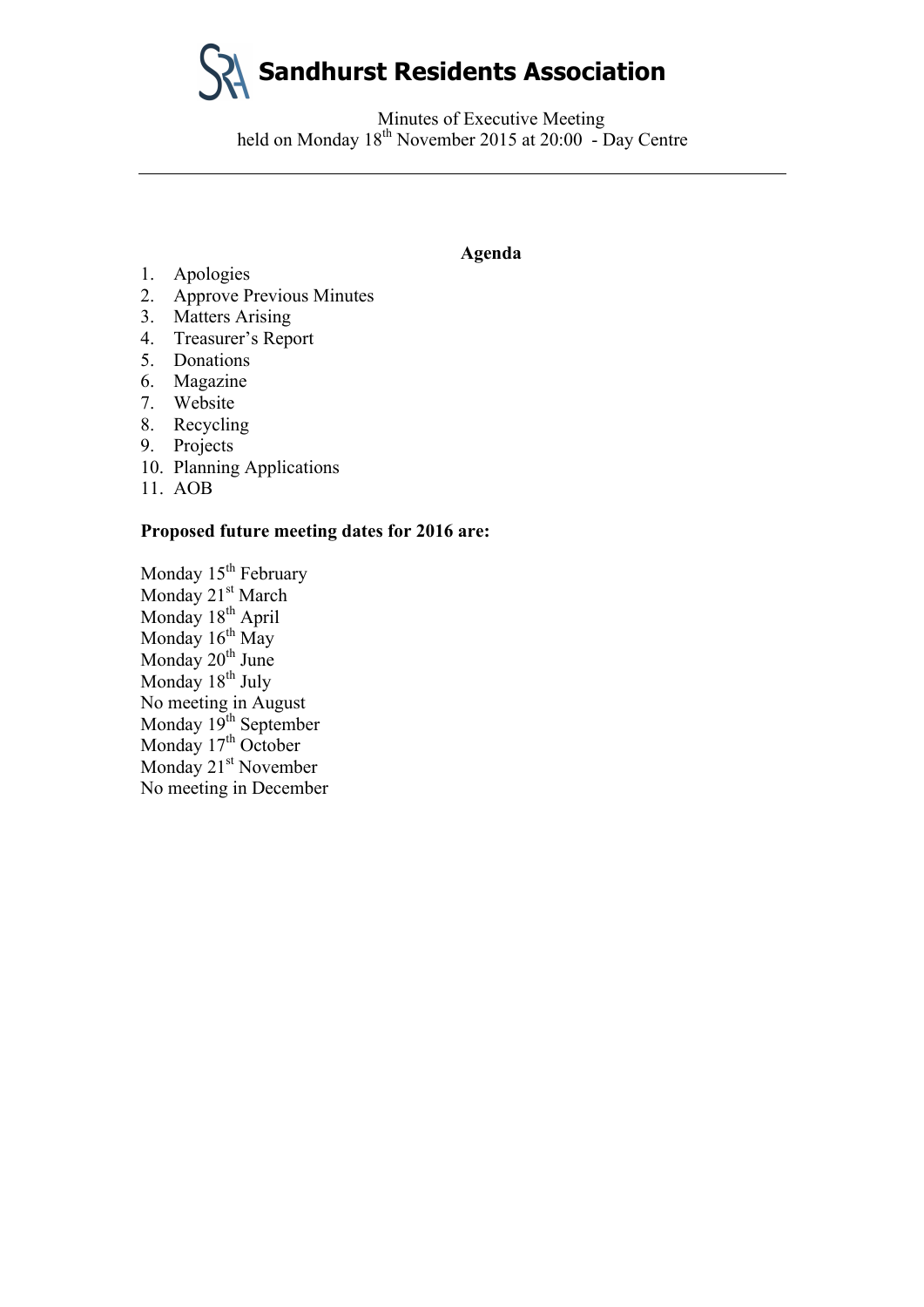# Sandhurst Residents Association

Minutes of Executive Meeting
held on Monday 18th November 2015 at 20:00 - Day Centre

---

**Agenda**

1. Apologies
2. Approve Previous Minutes
3. Matters Arising
4. Treasurer's Report
5. Donations
6. Magazine
7. Website
8. Recycling
9. Projects
10. Planning Applications
11. AOB

**Proposed future meeting dates for 2016 are:**

Monday 15th February
Monday 21st March
Monday 18th April
Monday 16th May
Monday 20th June
Monday 18th July
No meeting in August
Monday 19th September
Monday 17th October
Monday 21st November
No meeting in December